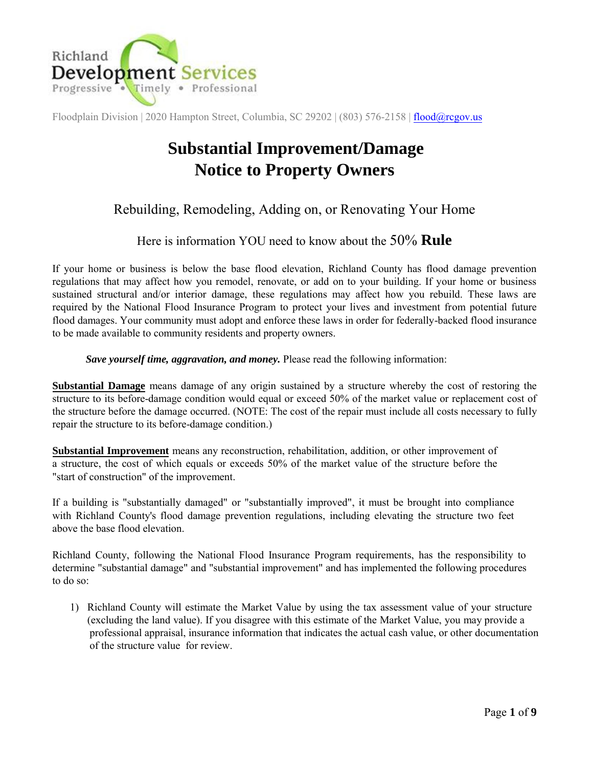Richland Development Services
Progressive • Timely • Professional

Floodplain Division | 2020 Hampton Street, Columbia, SC 29202 | (803) 576-2158 | flood@rcgov.us

# Substantial Improvement/Damage Notice to Property Owners

## Rebuilding, Remodeling, Adding on, or Renovating Your Home

### Here is information YOU need to know about the 50% **Rule**

If your home or business is below the base flood elevation, Richland County has flood damage prevention regulations that may affect how you remodel, renovate, or add on to your building. If your home or business sustained structural and/or interior damage, these regulations may affect how you rebuild. These laws are required by the National Flood Insurance Program to protect your lives and investment from potential future flood damages. Your community must adopt and enforce these laws in order for federally-backed flood insurance to be made available to community residents and property owners.

***Save yourself time, aggravation, and money.*** Please read the following information:

**Substantial Damage** means damage of any origin sustained by a structure whereby the cost of restoring the structure to its before-damage condition would equal or exceed 50% of the market value or replacement cost of the structure before the damage occurred. (NOTE: The cost of the repair must include all costs necessary to fully repair the structure to its before-damage condition.)

**Substantial Improvement** means any reconstruction, rehabilitation, addition, or other improvement of a structure, the cost of which equals or exceeds 50% of the market value of the structure before the "start of construction" of the improvement.

If a building is "substantially damaged" or "substantially improved", it must be brought into compliance with Richland County's flood damage prevention regulations, including elevating the structure two feet above the base flood elevation.

Richland County, following the National Flood Insurance Program requirements, has the responsibility to determine "substantial damage" and "substantial improvement" and has implemented the following procedures to do so:

1) Richland County will estimate the Market Value by using the tax assessment value of your structure (excluding the land value). If you disagree with this estimate of the Market Value, you may provide a professional appraisal, insurance information that indicates the actual cash value, or other documentation of the structure value for review.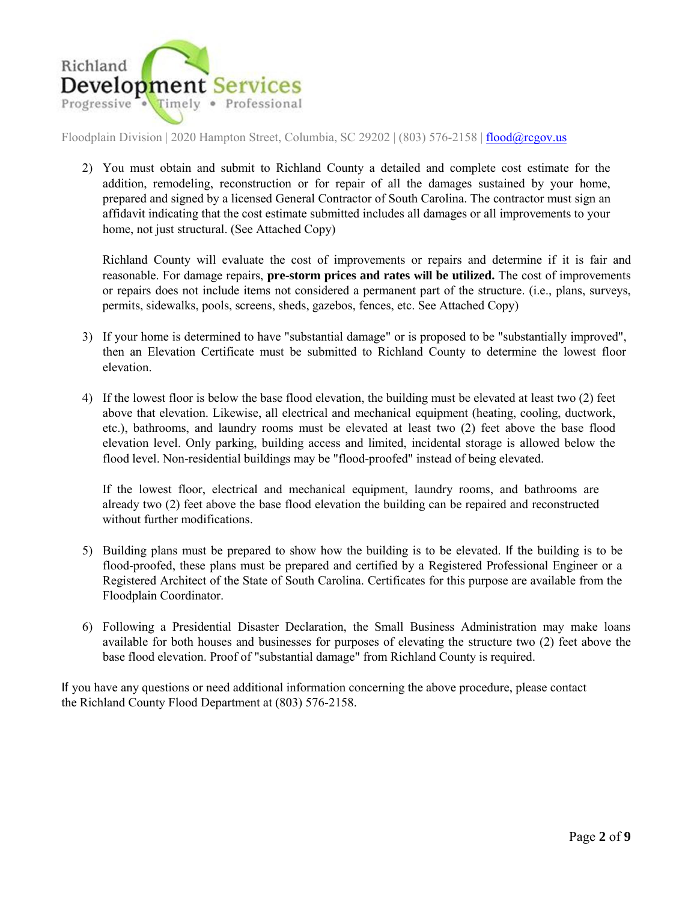Floodplain Division | 2020 Hampton Street, Columbia, SC 29202 | (803) 576-2158 | flood@rcgov.us

2) You must obtain and submit to Richland County a detailed and complete cost estimate for the addition, remodeling, reconstruction or for repair of all the damages sustained by your home, prepared and signed by a licensed General Contractor of South Carolina. The contractor must sign an affidavit indicating that the cost estimate submitted includes all damages or all improvements to your home, not just structural. (See Attached Copy)

   Richland County will evaluate the cost of improvements or repairs and determine if it is fair and reasonable. For damage repairs, **pre-storm prices and rates will be utilized.** The cost of improvements or repairs does not include items not considered a permanent part of the structure. (i.e., plans, surveys, permits, sidewalks, pools, screens, sheds, gazebos, fences, etc. See Attached Copy)

3) If your home is determined to have "substantial damage" or is proposed to be "substantially improved", then an Elevation Certificate must be submitted to Richland County to determine the lowest floor elevation.

4) If the lowest floor is below the base flood elevation, the building must be elevated at least two (2) feet above that elevation. Likewise, all electrical and mechanical equipment (heating, cooling, ductwork, etc.), bathrooms, and laundry rooms must be elevated at least two (2) feet above the base flood elevation level. Only parking, building access and limited, incidental storage is allowed below the flood level. Non-residential buildings may be "flood-proofed" instead of being elevated.

   If the lowest floor, electrical and mechanical equipment, laundry rooms, and bathrooms are already two (2) feet above the base flood elevation the building can be repaired and reconstructed without further modifications.

5) Building plans must be prepared to show how the building is to be elevated. If the building is to be flood-proofed, these plans must be prepared and certified by a Registered Professional Engineer or a Registered Architect of the State of South Carolina. Certificates for this purpose are available from the Floodplain Coordinator.

6) Following a Presidential Disaster Declaration, the Small Business Administration may make loans available for both houses and businesses for purposes of elevating the structure two (2) feet above the base flood elevation. Proof of "substantial damage" from Richland County is required.

If you have any questions or need additional information concerning the above procedure, please contact the Richland County Flood Department at (803) 576-2158.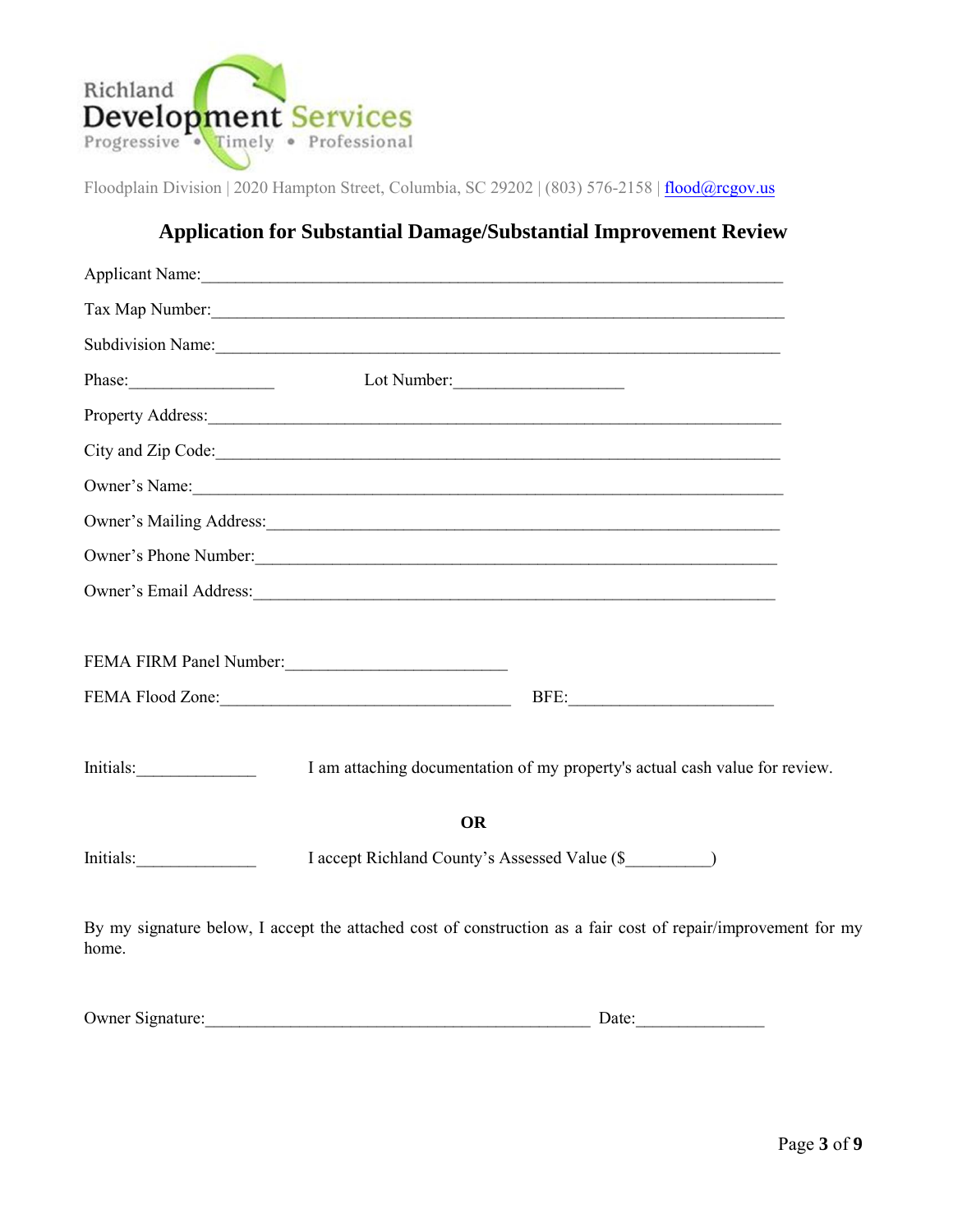Richland Development Services
Progressive • Timely • Professional

Floodplain Division | 2020 Hampton Street, Columbia, SC 29202 | (803) 576-2158 | flood@rcgov.us

## Application for Substantial Damage/Substantial Improvement Review

Applicant Name:_______________________________________________________________

Tax Map Number:_______________________________________________________________

Subdivision Name:_____________________________________________________________

Phase:________________ Lot Number:__________________

Property Address:______________________________________________________________

City and Zip Code:_____________________________________________________________

Owner's Name:_________________________________________________________________

Owner's Mailing Address:________________________________________________________

Owner's Phone Number:_________________________________________________________

Owner's Email Address:__________________________________________________________

FEMA FIRM Panel Number:________________________

FEMA Flood Zone:________________________________ BFE:______________________

Initials:_____________ I am attaching documentation of my property's actual cash value for review.

**OR**

Initials:_____________ I accept Richland County's Assessed Value ($_________)

By my signature below, I accept the attached cost of construction as a fair cost of repair/improvement for my home.

Owner Signature:__________________________________________ Date:______________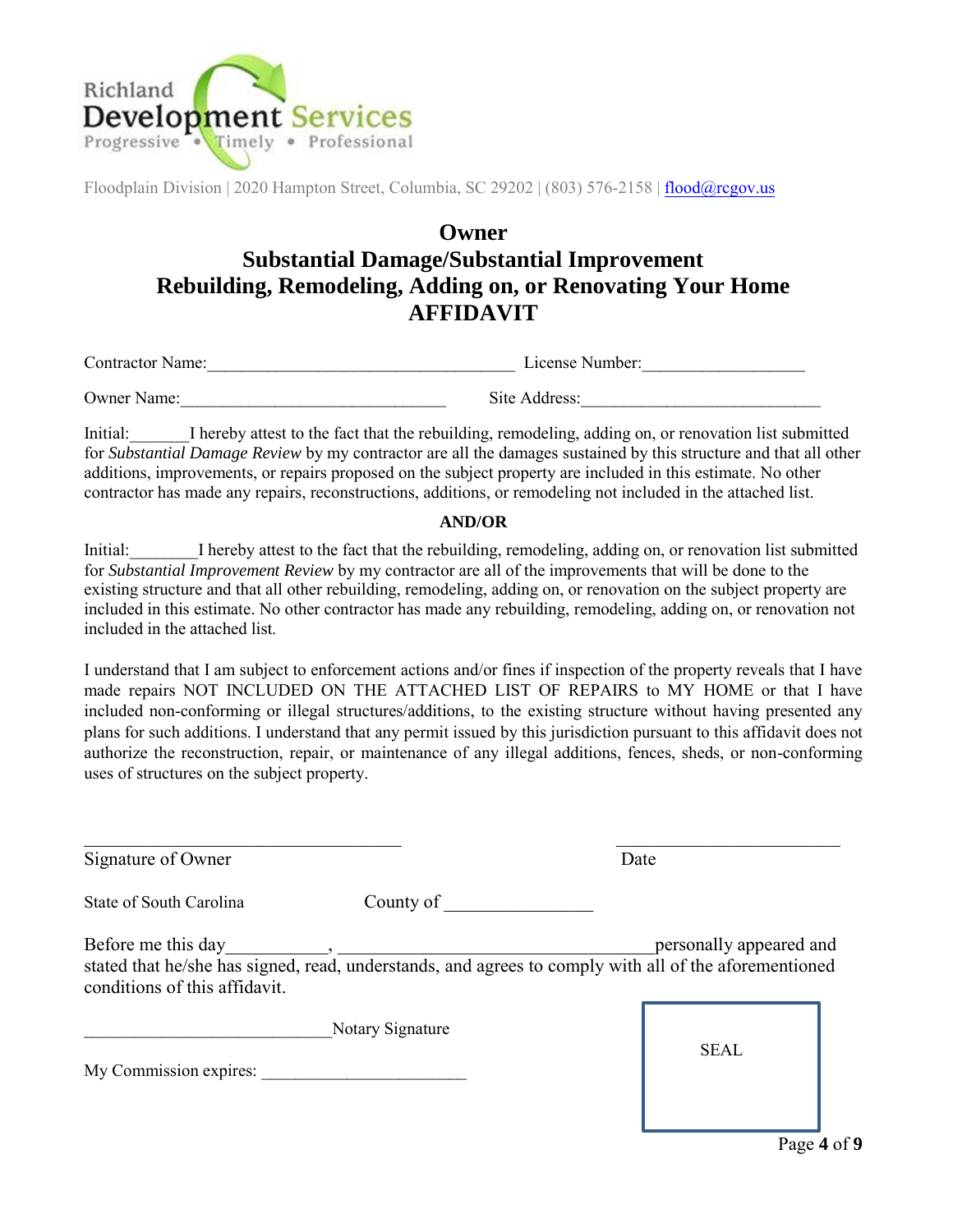Richland **Development** Services
Progressive • Timely • Professional

Floodplain Division | 2020 Hampton Street, Columbia, SC 29202 | (803) 576-2158 | flood@rcgov.us

# Owner
# Substantial Damage/Substantial Improvement
# Rebuilding, Remodeling, Adding on, or Renovating Your Home
# AFFIDAVIT

Contractor Name:___________________________________ License Number:__________________

Owner Name:______________________________ Site Address:___________________________

Initial:_______I hereby attest to the fact that the rebuilding, remodeling, adding on, or renovation list submitted for *Substantial Damage Review* by my contractor are all the damages sustained by this structure and that all other additions, improvements, or repairs proposed on the subject property are included in this estimate. No other contractor has made any repairs, reconstructions, additions, or remodeling not included in the attached list.

**AND/OR**

Initial:________I hereby attest to the fact that the rebuilding, remodeling, adding on, or renovation list submitted for *Substantial Improvement Review* by my contractor are all of the improvements that will be done to the existing structure and that all other rebuilding, remodeling, adding on, or renovation on the subject property are included in this estimate. No other contractor has made any rebuilding, remodeling, adding on, or renovation not included in the attached list.

I understand that I am subject to enforcement actions and/or fines if inspection of the property reveals that I have made repairs NOT INCLUDED ON THE ATTACHED LIST OF REPAIRS to MY HOME or that I have included non-conforming or illegal structures/additions, to the existing structure without having presented any plans for such additions. I understand that any permit issued by this jurisdiction pursuant to this affidavit does not authorize the reconstruction, repair, or maintenance of any illegal additions, fences, sheds, or non-conforming uses of structures on the subject property.

____________________________________ ________________________

Signature of Owner Date

State of South Carolina County of ________________

Before me this day___________, __________________________________personally appeared and stated that he/she has signed, read, understands, and agrees to comply with all of the aforementioned conditions of this affidavit.

____________________________Notary Signature

My Commission expires: ________________________

SEAL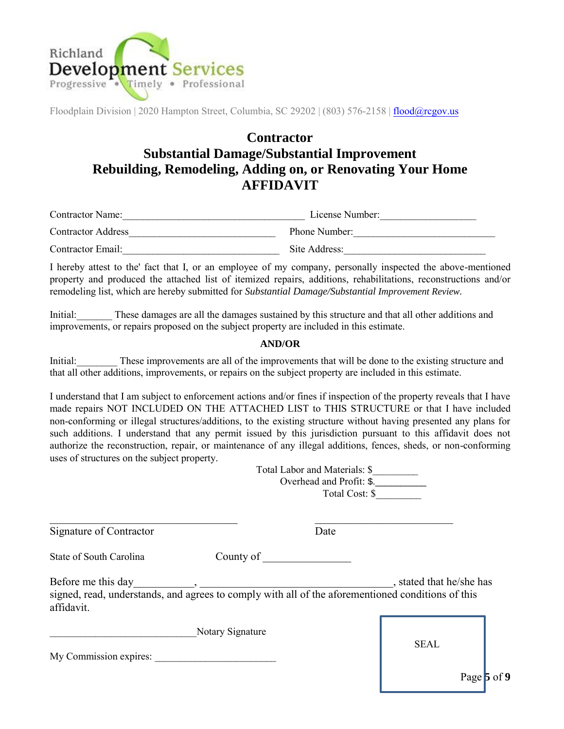Richland Development Services
Progressive • Timely • Professional

Floodplain Division | 2020 Hampton Street, Columbia, SC 29202 | (803) 576-2158 | flood@rcgov.us

# Contractor
# Substantial Damage/Substantial Improvement
# Rebuilding, Remodeling, Adding on, or Renovating Your Home
# AFFIDAVIT

Contractor Name:___________________________________ License Number:__________________

Contractor Address____________________________ Phone Number:___________________________

Contractor Email:_____________________________ Site Address:___________________________

I hereby attest to the' fact that I, or an employee of my company, personally inspected the above-mentioned property and produced the attached list of itemized repairs, additions, rehabilitations, reconstructions and/or remodeling list, which are hereby submitted for *Substantial Damage/Substantial Improvement Review.*

Initial:_______ These damages are all the damages sustained by this structure and that all other additions and improvements, or repairs proposed on the subject property are included in this estimate.

**AND/OR**

Initial:________ These improvements are all of the improvements that will be done to the existing structure and that all other additions, improvements, or repairs on the subject property are included in this estimate.

I understand that I am subject to enforcement actions and/or fines if inspection of the property reveals that I have made repairs NOT INCLUDED ON THE ATTACHED LIST to THIS STRUCTURE or that I have included non-conforming or illegal structures/additions, to the existing structure without having presented any plans for such additions. I understand that any permit issued by this jurisdiction pursuant to this affidavit does not authorize the reconstruction, repair, or maintenance of any illegal additions, fences, sheds, or non-conforming uses of structures on the subject property.

Total Labor and Materials: $_________

Overhead and Profit: $.__________

Total Cost: $_________

___________________________________ _________________________

Signature of Contractor Date

State of South Carolina County of ________________

Before me this day___________, ___________________________________, stated that he/she has signed, read, understands, and agrees to comply with all of the aforementioned conditions of this affidavit.

____________________________Notary Signature

My Commission expires: _______________________

SEAL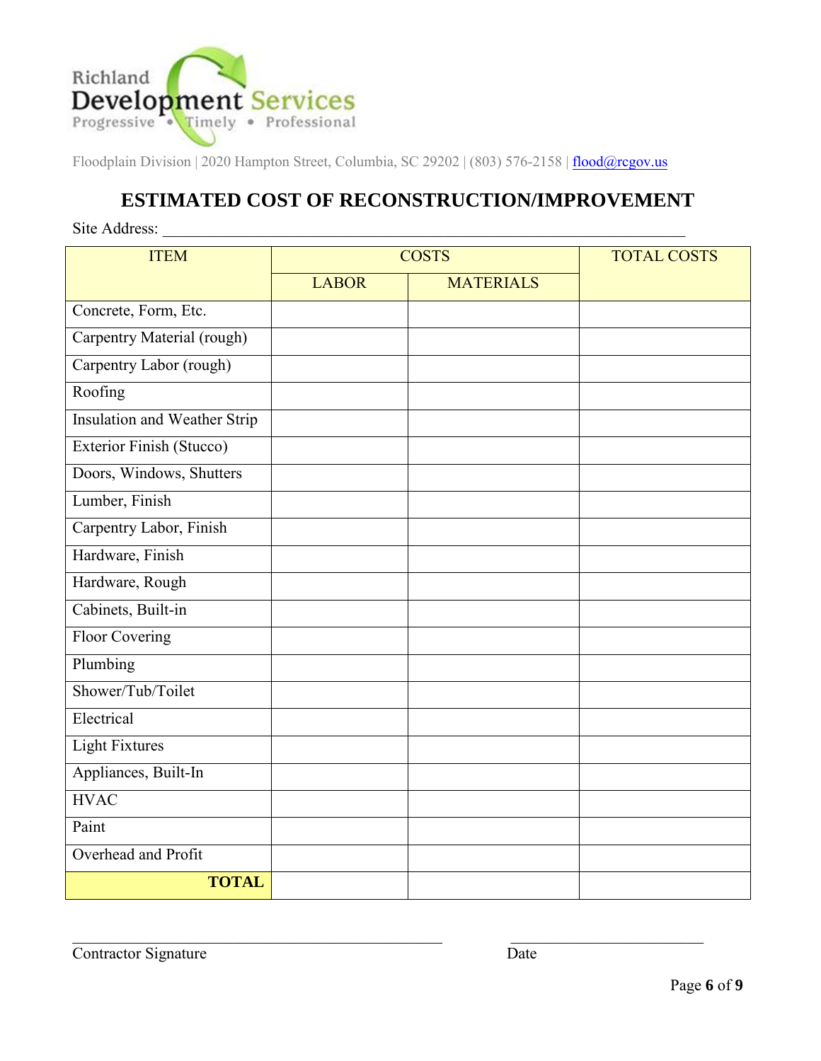Richland Development Services
Progressive • Timely • Professional

Floodplain Division | 2020 Hampton Street, Columbia, SC 29202 | (803) 576-2158 | flood@rcgov.us

# ESTIMATED COST OF RECONSTRUCTION/IMPROVEMENT

Site Address: ____________________________________________________________

| ITEM | COSTS | | TOTAL COSTS |
|---|---|---|---|
| | LABOR | MATERIALS | |
| Concrete, Form, Etc. | | | |
| Carpentry Material (rough) | | | |
| Carpentry Labor (rough) | | | |
| Roofing | | | |
| Insulation and Weather Strip | | | |
| Exterior Finish (Stucco) | | | |
| Doors, Windows, Shutters | | | |
| Lumber, Finish | | | |
| Carpentry Labor, Finish | | | |
| Hardware, Finish | | | |
| Hardware, Rough | | | |
| Cabinets, Built-in | | | |
| Floor Covering | | | |
| Plumbing | | | |
| Shower/Tub/Toilet | | | |
| Electrical | | | |
| Light Fixtures | | | |
| Appliances, Built-In | | | |
| HVAC | | | |
| Paint | | | |
| Overhead and Profit | | | |
| **TOTAL** | | | |

________________________________________ ____________________

Contractor Signature Date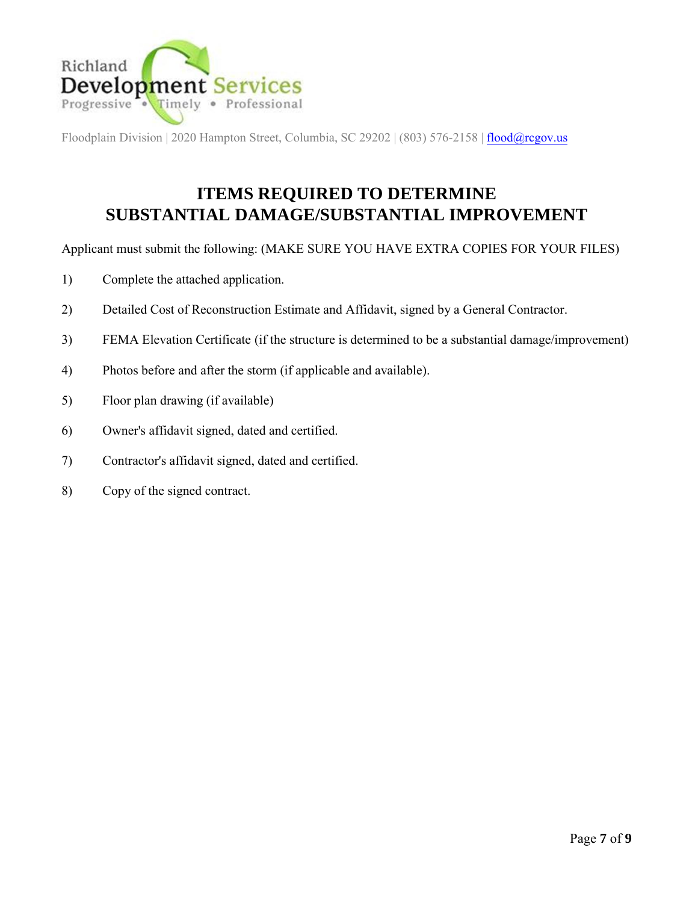Richland Development Services
Progressive • Timely • Professional

Floodplain Division | 2020 Hampton Street, Columbia, SC 29202 | (803) 576-2158 | flood@rcgov.us

# ITEMS REQUIRED TO DETERMINE SUBSTANTIAL DAMAGE/SUBSTANTIAL IMPROVEMENT

Applicant must submit the following: (MAKE SURE YOU HAVE EXTRA COPIES FOR YOUR FILES)

1) Complete the attached application.
2) Detailed Cost of Reconstruction Estimate and Affidavit, signed by a General Contractor.
3) FEMA Elevation Certificate (if the structure is determined to be a substantial damage/improvement)
4) Photos before and after the storm (if applicable and available).
5) Floor plan drawing (if available)
6) Owner's affidavit signed, dated and certified.
7) Contractor's affidavit signed, dated and certified.
8) Copy of the signed contract.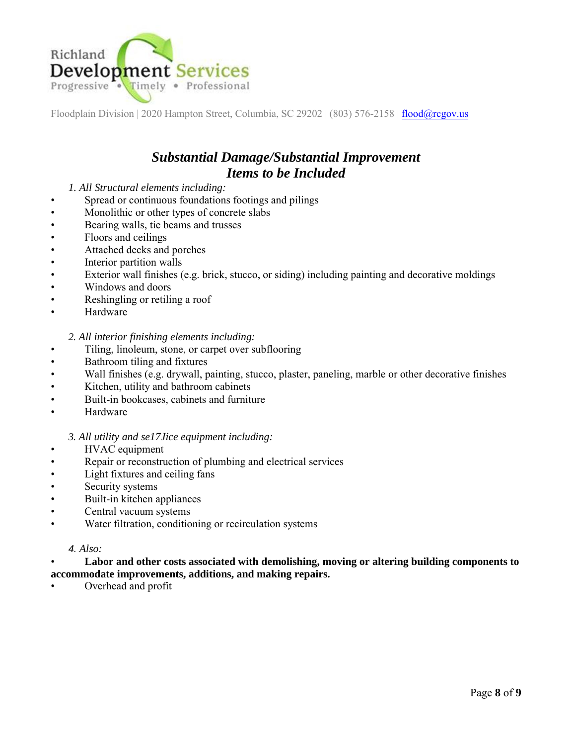Richland Development Services
Progressive • Timely • Professional

Floodplain Division | 2020 Hampton Street, Columbia, SC 29202 | (803) 576-2158 | flood@rcgov.us

## *Substantial Damage/Substantial Improvement Items to be Included*

*1. All Structural elements including:*

- Spread or continuous foundations footings and pilings
- Monolithic or other types of concrete slabs
- Bearing walls, tie beams and trusses
- Floors and ceilings
- Attached decks and porches
- Interior partition walls
- Exterior wall finishes (e.g. brick, stucco, or siding) including painting and decorative moldings
- Windows and doors
- Reshingling or retiling a roof
- Hardware

*2. All interior finishing elements including:*

- Tiling, linoleum, stone, or carpet over subflooring
- Bathroom tiling and fixtures
- Wall finishes (e.g. drywall, painting, stucco, plaster, paneling, marble or other decorative finishes
- Kitchen, utility and bathroom cabinets
- Built-in bookcases, cabinets and furniture
- Hardware

*3. All utility and se17Jice equipment including:*

- HVAC equipment
- Repair or reconstruction of plumbing and electrical services
- Light fixtures and ceiling fans
- Security systems
- Built-in kitchen appliances
- Central vacuum systems
- Water filtration, conditioning or recirculation systems

*4. Also:*

- **Labor and other costs associated with demolishing, moving or altering building components to accommodate improvements, additions, and making repairs.**
- Overhead and profit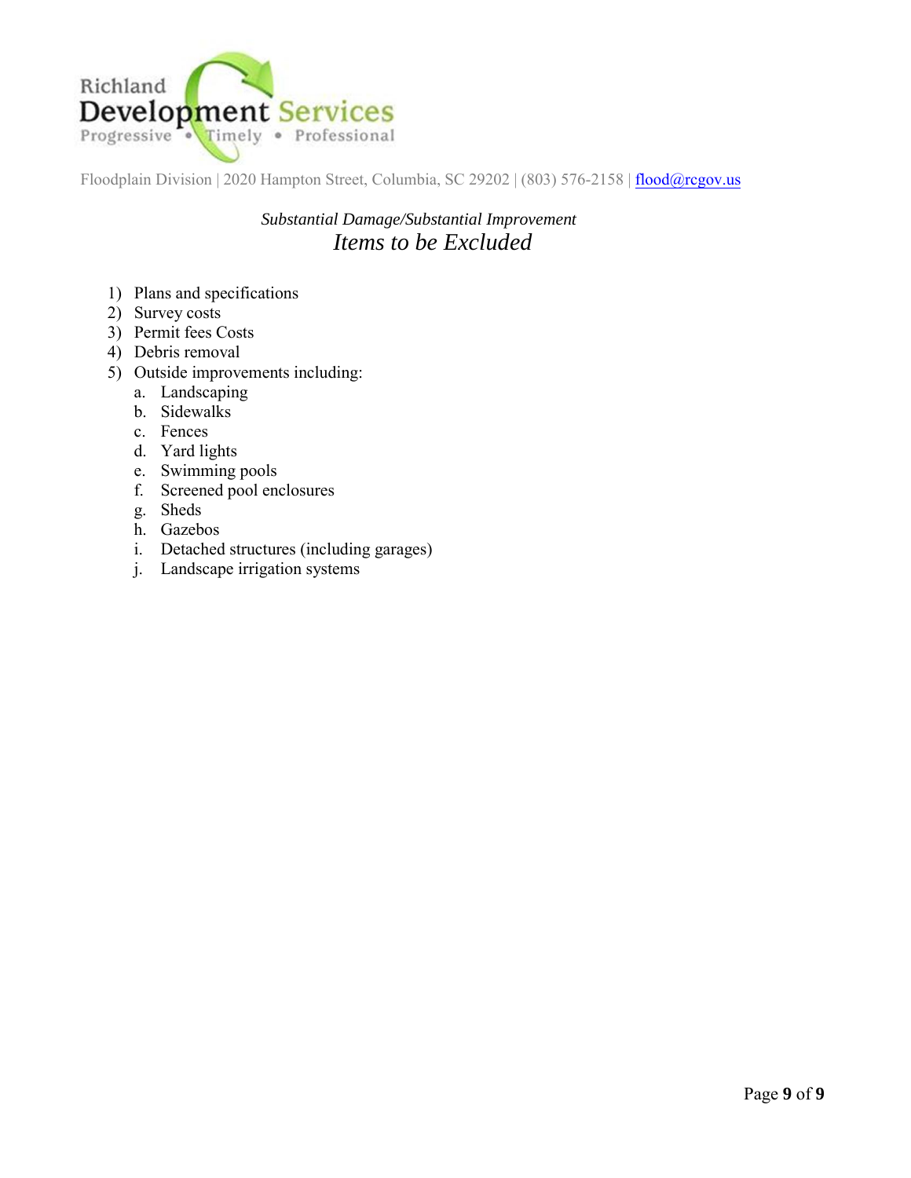Richland Development Services
Progressive • Timely • Professional

Floodplain Division | 2020 Hampton Street, Columbia, SC 29202 | (803) 576-2158 | flood@rcgov.us

*Substantial Damage/Substantial Improvement*

# *Items to be Excluded*

1) Plans and specifications
2) Survey costs
3) Permit fees Costs
4) Debris removal
5) Outside improvements including:
   a. Landscaping
   b. Sidewalks
   c. Fences
   d. Yard lights
   e. Swimming pools
   f. Screened pool enclosures
   g. Sheds
   h. Gazebos
   i. Detached structures (including garages)
   j. Landscape irrigation systems